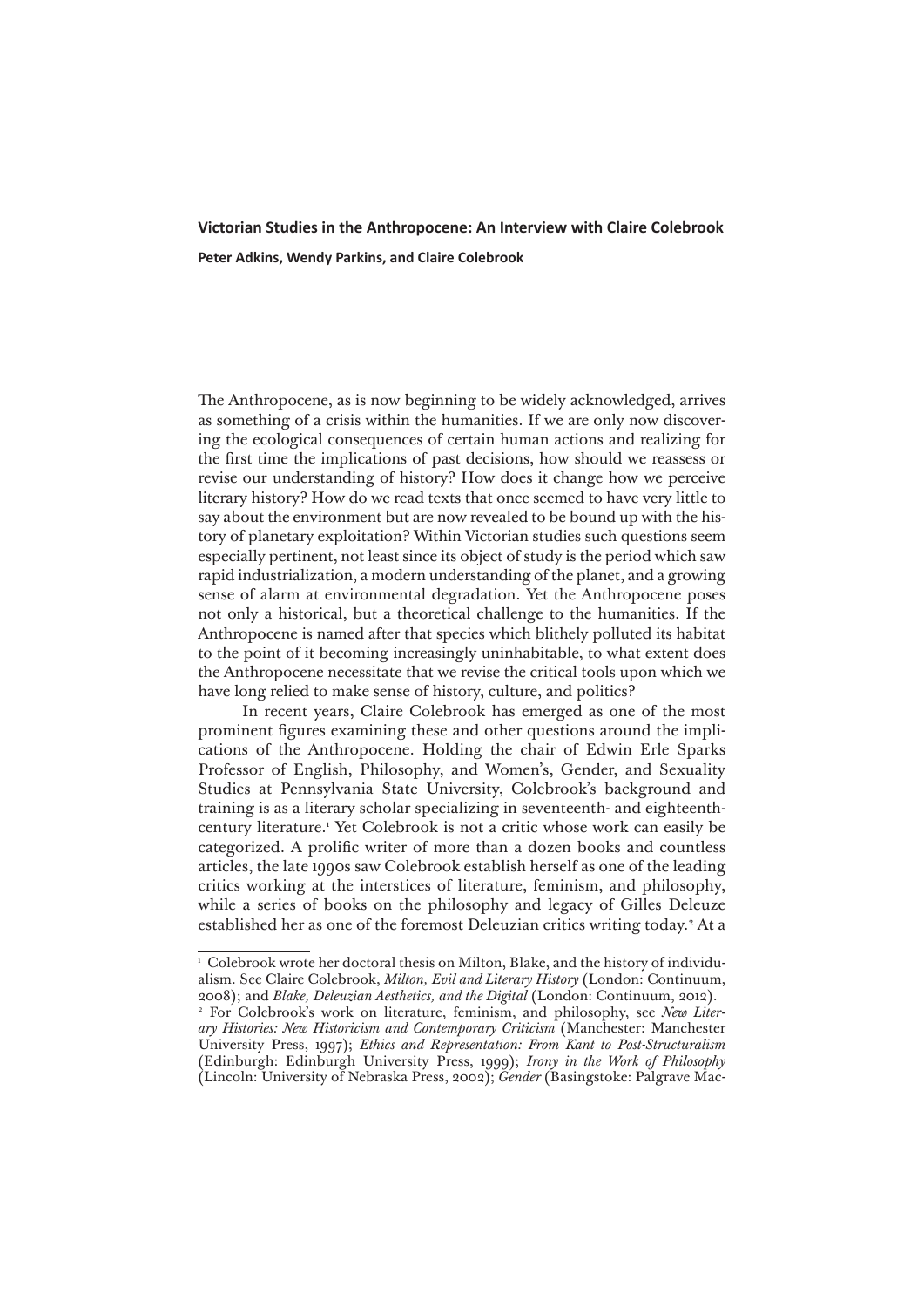# Victorian Studies in the Anthropocene: An Interview with Claire Colebrook

**Peter Adkins, Wendy Parkins, and Claire Colebrook**

The Anthropocene, as is now beginning to be widely acknowledged, arrives as something of a crisis within the humanities. If we are only now discovering the ecological consequences of certain human actions and realizing for the first time the implications of past decisions, how should we reassess or revise our understanding of history? How does it change how we perceive literary history? How do we read texts that once seemed to have very little to say about the environment but are now revealed to be bound up with the history of planetary exploitation? Within Victorian studies such questions seem especially pertinent, not least since its object of study is the period which saw rapid industrialization, a modern understanding of the planet, and a growing sense of alarm at environmental degradation. Yet the Anthropocene poses not only a historical, but a theoretical challenge to the humanities. If the Anthropocene is named after that species which blithely polluted its habitat to the point of it becoming increasingly uninhabitable, to what extent does the Anthropocene necessitate that we revise the critical tools upon which we have long relied to make sense of history, culture, and politics?

In recent years, Claire Colebrook has emerged as one of the most prominent figures examining these and other questions around the implications of the Anthropocene. Holding the chair of Edwin Erle Sparks Professor of English, Philosophy, and Women's, Gender, and Sexuality Studies at Pennsylvania State University, Colebrook's background and training is as a literary scholar specializing in seventeenth- and eighteenth-century literature.[1] Yet Colebrook is not a critic whose work can easily be categorized. A prolific writer of more than a dozen books and countless articles, the late 1990s saw Colebrook establish herself as one of the leading critics working at the interstices of literature, feminism, and philosophy, while a series of books on the philosophy and legacy of Gilles Deleuze established her as one of the foremost Deleuzian critics writing today.[2] At a

---

[1] Colebrook wrote her doctoral thesis on Milton, Blake, and the history of individualism. See Claire Colebrook, *Milton, Evil and Literary History* (London: Continuum, 2008); and *Blake, Deleuzian Aesthetics, and the Digital* (London: Continuum, 2012).

[2] For Colebrook's work on literature, feminism, and philosophy, see *New Literary Histories: New Historicism and Contemporary Criticism* (Manchester: Manchester University Press, 1997); *Ethics and Representation: From Kant to Post-Structuralism* (Edinburgh: Edinburgh University Press, 1999); *Irony in the Work of Philosophy* (Lincoln: University of Nebraska Press, 2002); *Gender* (Basingstoke: Palgrave Mac-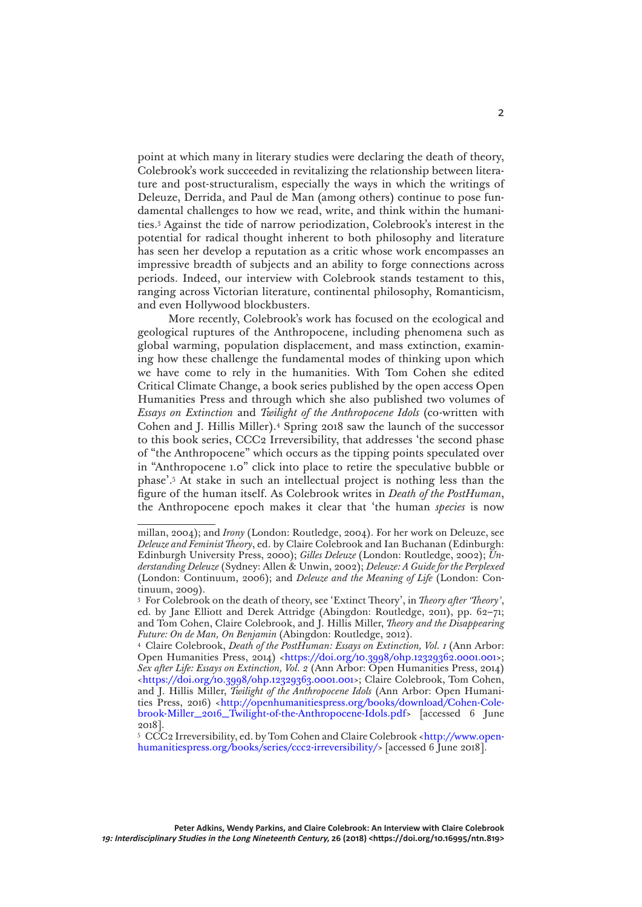point at which many in literary studies were declaring the death of theory, Colebrook's work succeeded in revitalizing the relationship between literature and post-structuralism, especially the ways in which the writings of Deleuze, Derrida, and Paul de Man (among others) continue to pose fundamental challenges to how we read, write, and think within the humanities.[3] Against the tide of narrow periodization, Colebrook's interest in the potential for radical thought inherent to both philosophy and literature has seen her develop a reputation as a critic whose work encompasses an impressive breadth of subjects and an ability to forge connections across periods. Indeed, our interview with Colebrook stands testament to this, ranging across Victorian literature, continental philosophy, Romanticism, and even Hollywood blockbusters.

More recently, Colebrook's work has focused on the ecological and geological ruptures of the Anthropocene, including phenomena such as global warming, population displacement, and mass extinction, examining how these challenge the fundamental modes of thinking upon which we have come to rely in the humanities. With Tom Cohen she edited Critical Climate Change, a book series published by the open access Open Humanities Press and through which she also published two volumes of *Essays on Extinction* and *Twilight of the Anthropocene Idols* (co-written with Cohen and J. Hillis Miller).[4] Spring 2018 saw the launch of the successor to this book series, CCC2 Irreversibility, that addresses 'the second phase of "the Anthropocene" which occurs as the tipping points speculated over in "Anthropocene 1.0" click into place to retire the speculative bubble or phase'.[5] At stake in such an intellectual project is nothing less than the figure of the human itself. As Colebrook writes in *Death of the PostHuman*, the Anthropocene epoch makes it clear that 'the human *species* is now

---

millan, 2004); and *Irony* (London: Routledge, 2004). For her work on Deleuze, see *Deleuze and Feminist Theory*, ed. by Claire Colebrook and Ian Buchanan (Edinburgh: Edinburgh University Press, 2000); *Gilles Deleuze* (London: Routledge, 2002); *Understanding Deleuze* (Sydney: Allen & Unwin, 2002); *Deleuze: A Guide for the Perplexed* (London: Continuum, 2006); and *Deleuze and the Meaning of Life* (London: Continuum, 2009).

[3] For Colebrook on the death of theory, see 'Extinct Theory', in *Theory after 'Theory'*, ed. by Jane Elliott and Derek Attridge (Abingdon: Routledge, 2011), pp. 62–71; and Tom Cohen, Claire Colebrook, and J. Hillis Miller, *Theory and the Disappearing Future: On de Man, On Benjamin* (Abingdon: Routledge, 2012).

[4] Claire Colebrook, *Death of the PostHuman: Essays on Extinction, Vol. 1* (Ann Arbor: Open Humanities Press, 2014) <https://doi.org/10.3998/ohp.12329362.0001.001>; *Sex after Life: Essays on Extinction, Vol. 2* (Ann Arbor: Open Humanities Press, 2014) <https://doi.org/10.3998/ohp.12329363.0001.001>; Claire Colebrook, Tom Cohen, and J. Hillis Miller, *Twilight of the Anthropocene Idols* (Ann Arbor: Open Humanities Press, 2016) <http://openhumanitiespress.org/books/download/Cohen-Colebrook-Miller_2016_Twilight-of-the-Anthropocene-Idols.pdf> [accessed 6 June 2018].

[5] CCC2 Irreversibility, ed. by Tom Cohen and Claire Colebrook <http://www.openhumanitiespress.org/books/series/ccc2-irreversibility/> [accessed 6 June 2018].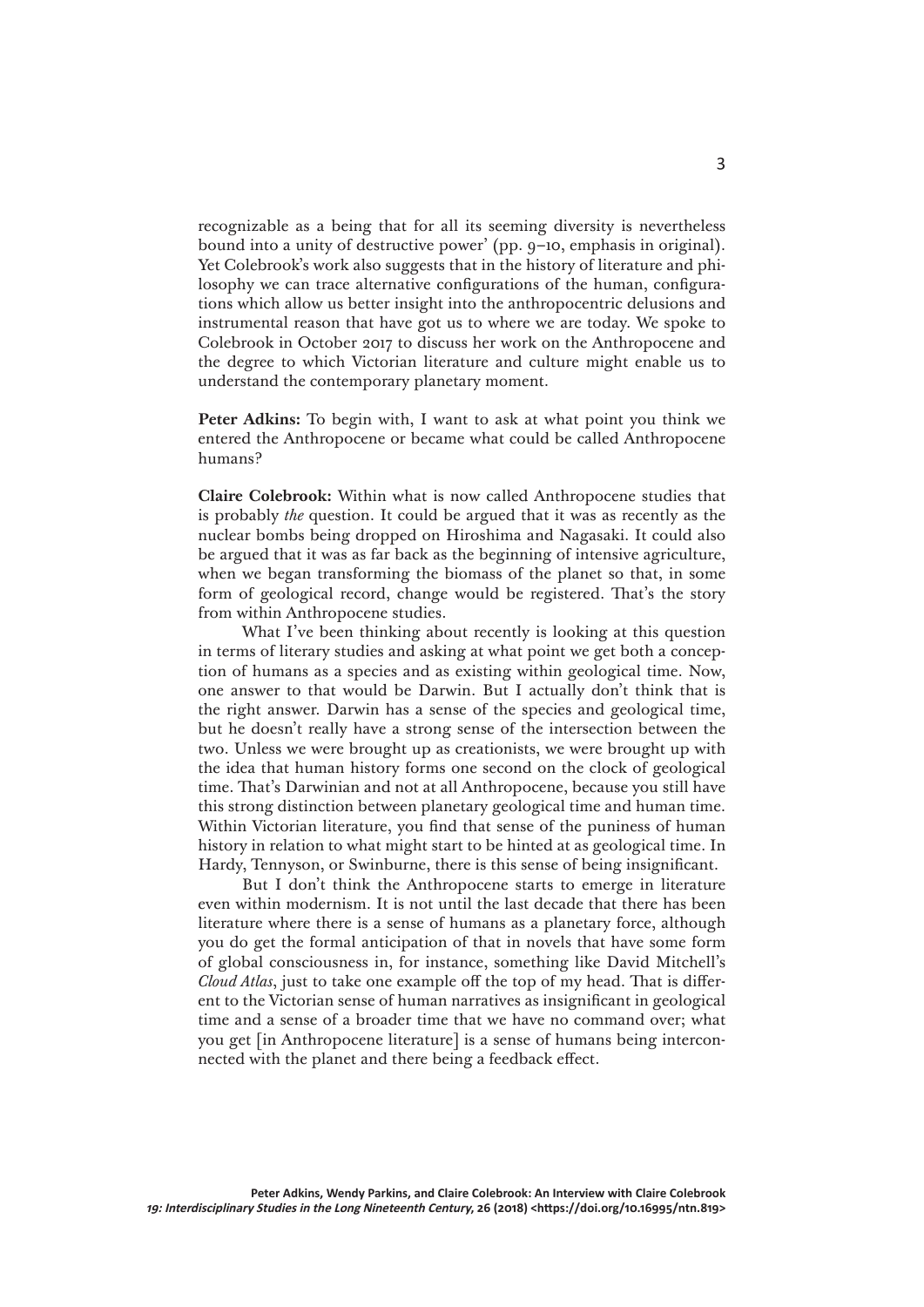recognizable as a being that for all its seeming diversity is nevertheless bound into a unity of destructive power' (pp. 9–10, emphasis in original). Yet Colebrook's work also suggests that in the history of literature and philosophy we can trace alternative configurations of the human, configurations which allow us better insight into the anthropocentric delusions and instrumental reason that have got us to where we are today. We spoke to Colebrook in October 2017 to discuss her work on the Anthropocene and the degree to which Victorian literature and culture might enable us to understand the contemporary planetary moment.

**Peter Adkins:** To begin with, I want to ask at what point you think we entered the Anthropocene or became what could be called Anthropocene humans?

**Claire Colebrook:** Within what is now called Anthropocene studies that is probably *the* question. It could be argued that it was as recently as the nuclear bombs being dropped on Hiroshima and Nagasaki. It could also be argued that it was as far back as the beginning of intensive agriculture, when we began transforming the biomass of the planet so that, in some form of geological record, change would be registered. That's the story from within Anthropocene studies.

What I've been thinking about recently is looking at this question in terms of literary studies and asking at what point we get both a conception of humans as a species and as existing within geological time. Now, one answer to that would be Darwin. But I actually don't think that is the right answer. Darwin has a sense of the species and geological time, but he doesn't really have a strong sense of the intersection between the two. Unless we were brought up as creationists, we were brought up with the idea that human history forms one second on the clock of geological time. That's Darwinian and not at all Anthropocene, because you still have this strong distinction between planetary geological time and human time. Within Victorian literature, you find that sense of the puniness of human history in relation to what might start to be hinted at as geological time. In Hardy, Tennyson, or Swinburne, there is this sense of being insignificant.

But I don't think the Anthropocene starts to emerge in literature even within modernism. It is not until the last decade that there has been literature where there is a sense of humans as a planetary force, although you do get the formal anticipation of that in novels that have some form of global consciousness in, for instance, something like David Mitchell's *Cloud Atlas*, just to take one example off the top of my head. That is different to the Victorian sense of human narratives as insignificant in geological time and a sense of a broader time that we have no command over; what you get [in Anthropocene literature] is a sense of humans being interconnected with the planet and there being a feedback effect.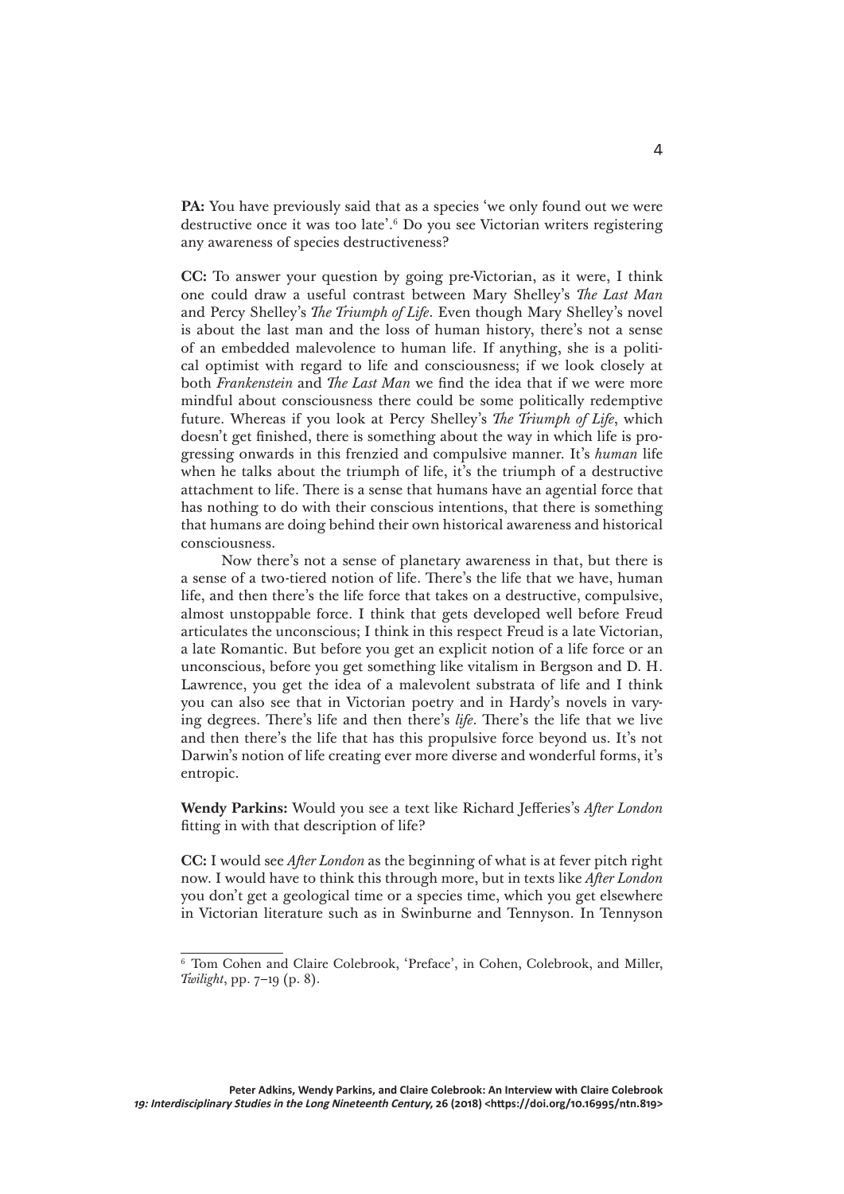**PA:** You have previously said that as a species 'we only found out we were destructive once it was too late'.[6] Do you see Victorian writers registering any awareness of species destructiveness?

**CC:** To answer your question by going pre-Victorian, as it were, I think one could draw a useful contrast between Mary Shelley's *The Last Man* and Percy Shelley's *The Triumph of Life*. Even though Mary Shelley's novel is about the last man and the loss of human history, there's not a sense of an embedded malevolence to human life. If anything, she is a political optimist with regard to life and consciousness; if we look closely at both *Frankenstein* and *The Last Man* we find the idea that if we were more mindful about consciousness there could be some politically redemptive future. Whereas if you look at Percy Shelley's *The Triumph of Life*, which doesn't get finished, there is something about the way in which life is progressing onwards in this frenzied and compulsive manner. It's *human* life when he talks about the triumph of life, it's the triumph of a destructive attachment to life. There is a sense that humans have an agential force that has nothing to do with their conscious intentions, that there is something that humans are doing behind their own historical awareness and historical consciousness.

Now there's not a sense of planetary awareness in that, but there is a sense of a two-tiered notion of life. There's the life that we have, human life, and then there's the life force that takes on a destructive, compulsive, almost unstoppable force. I think that gets developed well before Freud articulates the unconscious; I think in this respect Freud is a late Victorian, a late Romantic. But before you get an explicit notion of a life force or an unconscious, before you get something like vitalism in Bergson and D. H. Lawrence, you get the idea of a malevolent substrata of life and I think you can also see that in Victorian poetry and in Hardy's novels in varying degrees. There's life and then there's *life*. There's the life that we live and then there's the life that has this propulsive force beyond us. It's not Darwin's notion of life creating ever more diverse and wonderful forms, it's entropic.

**Wendy Parkins:** Would you see a text like Richard Jefferies's *After London* fitting in with that description of life?

**CC:** I would see *After London* as the beginning of what is at fever pitch right now. I would have to think this through more, but in texts like *After London* you don't get a geological time or a species time, which you get elsewhere in Victorian literature such as in Swinburne and Tennyson. In Tennyson

[6] Tom Cohen and Claire Colebrook, 'Preface', in Cohen, Colebrook, and Miller, *Twilight*, pp. 7–19 (p. 8).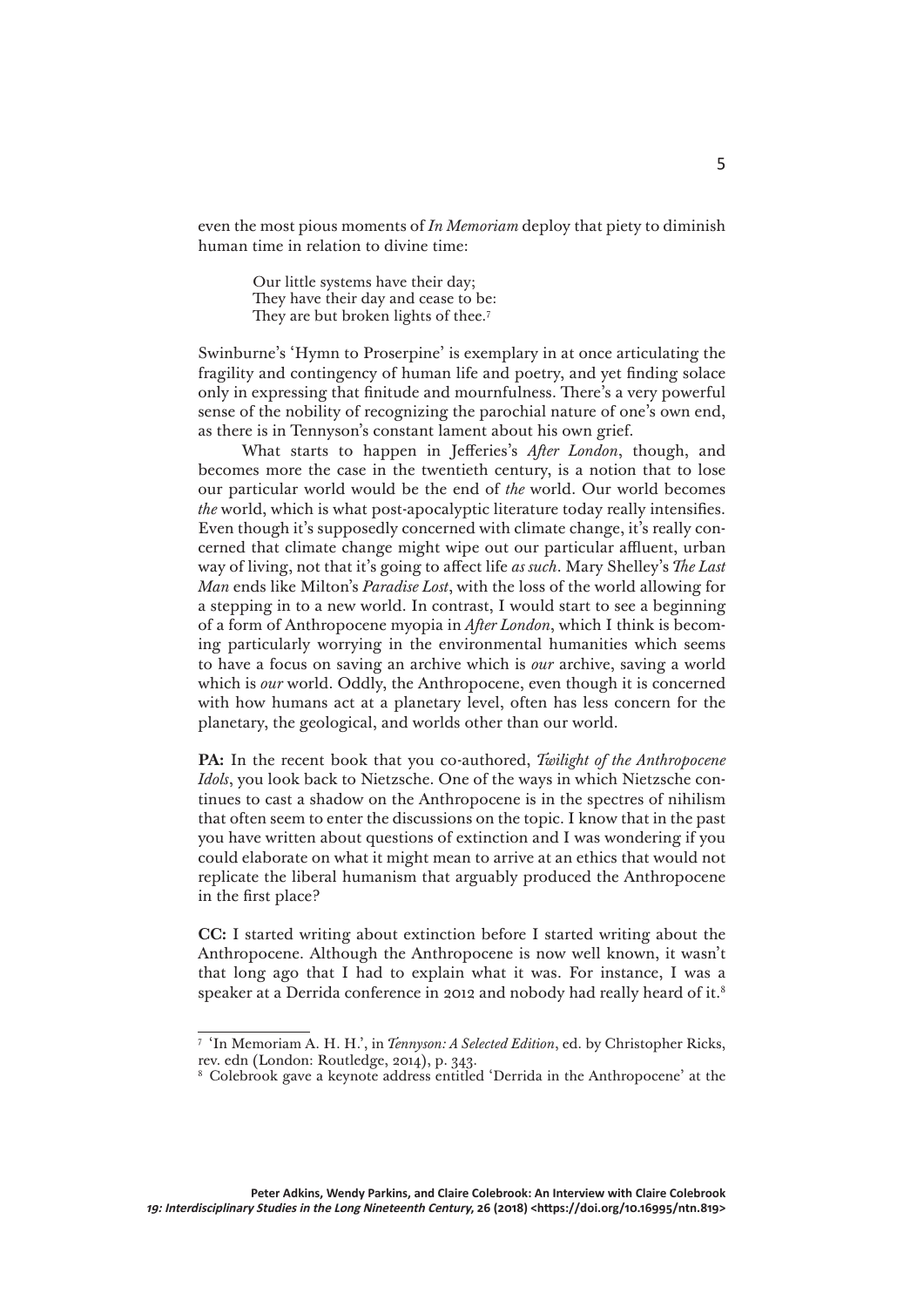even the most pious moments of *In Memoriam* deploy that piety to diminish human time in relation to divine time:

> Our little systems have their day;
> They have their day and cease to be:
> They are but broken lights of thee.[7]

Swinburne's 'Hymn to Proserpine' is exemplary in at once articulating the fragility and contingency of human life and poetry, and yet finding solace only in expressing that finitude and mournfulness. There's a very powerful sense of the nobility of recognizing the parochial nature of one's own end, as there is in Tennyson's constant lament about his own grief.

What starts to happen in Jefferies's *After London*, though, and becomes more the case in the twentieth century, is a notion that to lose our particular world would be the end of *the* world. Our world becomes *the* world, which is what post-apocalyptic literature today really intensifies. Even though it's supposedly concerned with climate change, it's really concerned that climate change might wipe out our particular affluent, urban way of living, not that it's going to affect life *as such*. Mary Shelley's *The Last Man* ends like Milton's *Paradise Lost*, with the loss of the world allowing for a stepping in to a new world. In contrast, I would start to see a beginning of a form of Anthropocene myopia in *After London*, which I think is becoming particularly worrying in the environmental humanities which seems to have a focus on saving an archive which is *our* archive, saving a world which is *our* world. Oddly, the Anthropocene, even though it is concerned with how humans act at a planetary level, often has less concern for the planetary, the geological, and worlds other than our world.

**PA:** In the recent book that you co-authored, *Twilight of the Anthropocene Idols*, you look back to Nietzsche. One of the ways in which Nietzsche continues to cast a shadow on the Anthropocene is in the spectres of nihilism that often seem to enter the discussions on the topic. I know that in the past you have written about questions of extinction and I was wondering if you could elaborate on what it might mean to arrive at an ethics that would not replicate the liberal humanism that arguably produced the Anthropocene in the first place?

**CC:** I started writing about extinction before I started writing about the Anthropocene. Although the Anthropocene is now well known, it wasn't that long ago that I had to explain what it was. For instance, I was a speaker at a Derrida conference in 2012 and nobody had really heard of it.[8]

---

[7] 'In Memoriam A. H. H.', in *Tennyson: A Selected Edition*, ed. by Christopher Ricks, rev. edn (London: Routledge, 2014), p. 343.

[8] Colebrook gave a keynote address entitled 'Derrida in the Anthropocene' at the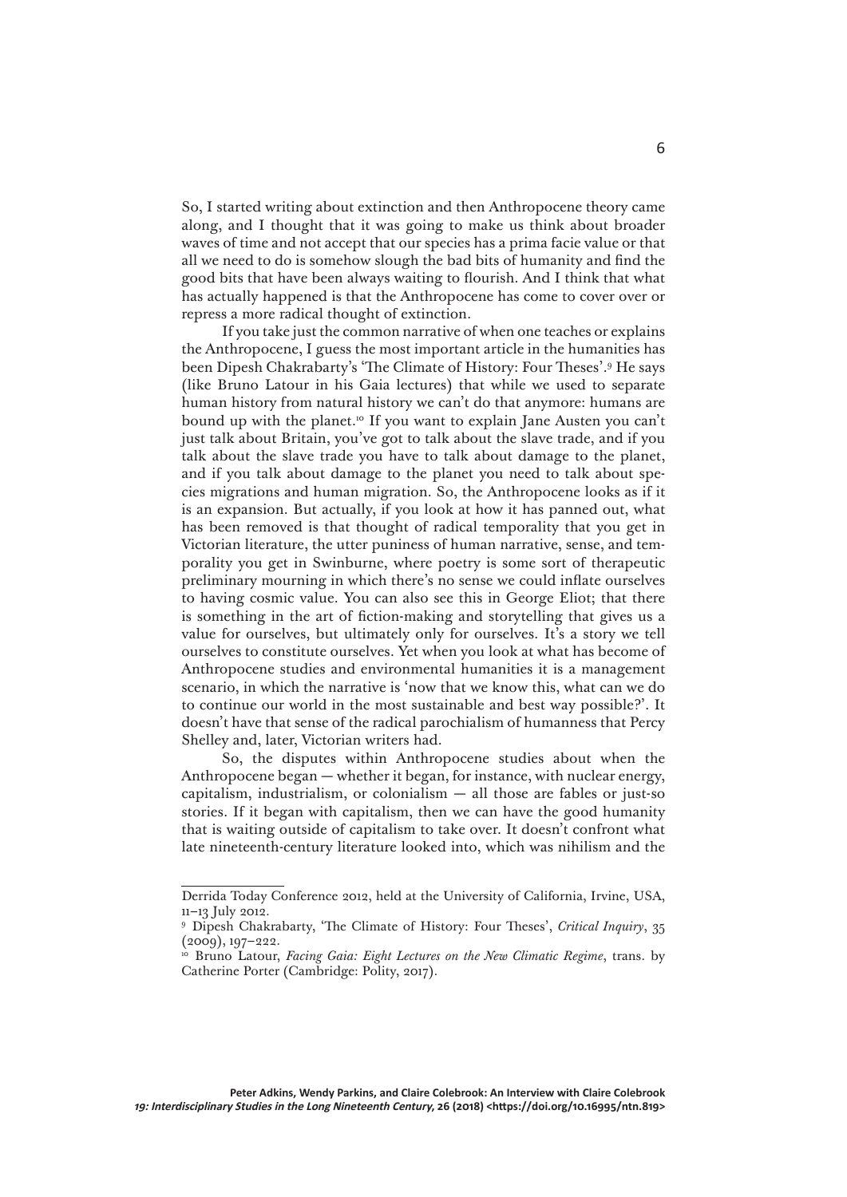So, I started writing about extinction and then Anthropocene theory came along, and I thought that it was going to make us think about broader waves of time and not accept that our species has a prima facie value or that all we need to do is somehow slough the bad bits of humanity and find the good bits that have been always waiting to flourish. And I think that what has actually happened is that the Anthropocene has come to cover over or repress a more radical thought of extinction.

If you take just the common narrative of when one teaches or explains the Anthropocene, I guess the most important article in the humanities has been Dipesh Chakrabarty's 'The Climate of History: Four Theses'.[9] He says (like Bruno Latour in his Gaia lectures) that while we used to separate human history from natural history we can't do that anymore: humans are bound up with the planet.[10] If you want to explain Jane Austen you can't just talk about Britain, you've got to talk about the slave trade, and if you talk about the slave trade you have to talk about damage to the planet, and if you talk about damage to the planet you need to talk about species migrations and human migration. So, the Anthropocene looks as if it is an expansion. But actually, if you look at how it has panned out, what has been removed is that thought of radical temporality that you get in Victorian literature, the utter puniness of human narrative, sense, and temporality you get in Swinburne, where poetry is some sort of therapeutic preliminary mourning in which there's no sense we could inflate ourselves to having cosmic value. You can also see this in George Eliot; that there is something in the art of fiction-making and storytelling that gives us a value for ourselves, but ultimately only for ourselves. It's a story we tell ourselves to constitute ourselves. Yet when you look at what has become of Anthropocene studies and environmental humanities it is a management scenario, in which the narrative is 'now that we know this, what can we do to continue our world in the most sustainable and best way possible?'. It doesn't have that sense of the radical parochialism of humanness that Percy Shelley and, later, Victorian writers had.

So, the disputes within Anthropocene studies about when the Anthropocene began — whether it began, for instance, with nuclear energy, capitalism, industrialism, or colonialism — all those are fables or just-so stories. If it began with capitalism, then we can have the good humanity that is waiting outside of capitalism to take over. It doesn't confront what late nineteenth-century literature looked into, which was nihilism and the

---

Derrida Today Conference 2012, held at the University of California, Irvine, USA, 11–13 July 2012.

[9] Dipesh Chakrabarty, 'The Climate of History: Four Theses', *Critical Inquiry*, 35 (2009), 197–222.

[10] Bruno Latour, *Facing Gaia: Eight Lectures on the New Climatic Regime*, trans. by Catherine Porter (Cambridge: Polity, 2017).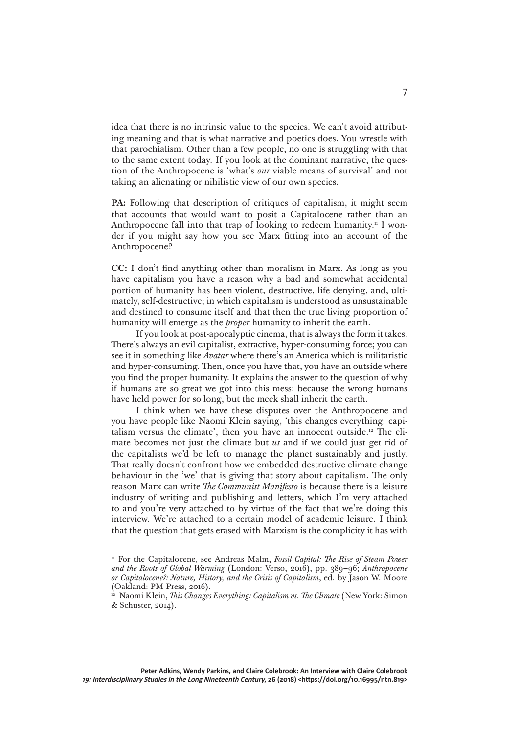idea that there is no intrinsic value to the species. We can't avoid attributing meaning and that is what narrative and poetics does. You wrestle with that parochialism. Other than a few people, no one is struggling with that to the same extent today. If you look at the dominant narrative, the question of the Anthropocene is 'what's *our* viable means of survival' and not taking an alienating or nihilistic view of our own species.

**PA:** Following that description of critiques of capitalism, it might seem that accounts that would want to posit a Capitalocene rather than an Anthropocene fall into that trap of looking to redeem humanity.[11] I wonder if you might say how you see Marx fitting into an account of the Anthropocene?

**CC:** I don't find anything other than moralism in Marx. As long as you have capitalism you have a reason why a bad and somewhat accidental portion of humanity has been violent, destructive, life denying, and, ultimately, self-destructive; in which capitalism is understood as unsustainable and destined to consume itself and that then the true living proportion of humanity will emerge as the *proper* humanity to inherit the earth.

If you look at post-apocalyptic cinema, that is always the form it takes. There's always an evil capitalist, extractive, hyper-consuming force; you can see it in something like *Avatar* where there's an America which is militaristic and hyper-consuming. Then, once you have that, you have an outside where you find the proper humanity. It explains the answer to the question of why if humans are so great we got into this mess: because the wrong humans have held power for so long, but the meek shall inherit the earth.

I think when we have these disputes over the Anthropocene and you have people like Naomi Klein saying, 'this changes everything: capitalism versus the climate', then you have an innocent outside.[12] The climate becomes not just the climate but *us* and if we could just get rid of the capitalists we'd be left to manage the planet sustainably and justly. That really doesn't confront how we embedded destructive climate change behaviour in the 'we' that is giving that story about capitalism. The only reason Marx can write *The Communist Manifesto* is because there is a leisure industry of writing and publishing and letters, which I'm very attached to and you're very attached to by virtue of the fact that we're doing this interview. We're attached to a certain model of academic leisure. I think that the question that gets erased with Marxism is the complicity it has with

---

[11] For the Capitalocene, see Andreas Malm, *Fossil Capital: The Rise of Steam Power and the Roots of Global Warming* (London: Verso, 2016), pp. 389–96; *Anthropocene or Capitalocene?: Nature, History, and the Crisis of Capitalism*, ed. by Jason W. Moore (Oakland: PM Press, 2016).

[12] Naomi Klein, *This Changes Everything: Capitalism vs. The Climate* (New York: Simon & Schuster, 2014).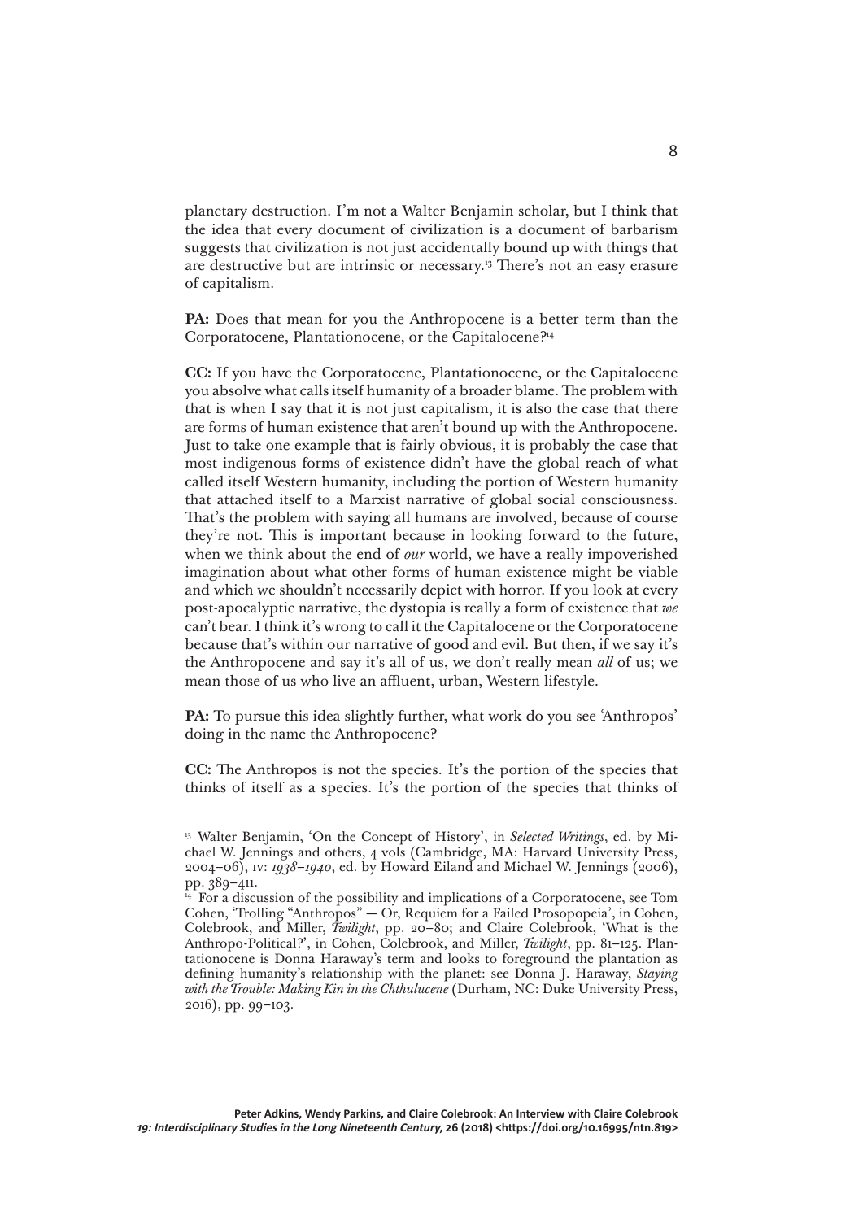planetary destruction. I'm not a Walter Benjamin scholar, but I think that the idea that every document of civilization is a document of barbarism suggests that civilization is not just accidentally bound up with things that are destructive but are intrinsic or necessary.[13] There's not an easy erasure of capitalism.

**PA:** Does that mean for you the Anthropocene is a better term than the Corporatocene, Plantationocene, or the Capitalocene?[14]

**CC:** If you have the Corporatocene, Plantationocene, or the Capitalocene you absolve what calls itself humanity of a broader blame. The problem with that is when I say that it is not just capitalism, it is also the case that there are forms of human existence that aren't bound up with the Anthropocene. Just to take one example that is fairly obvious, it is probably the case that most indigenous forms of existence didn't have the global reach of what called itself Western humanity, including the portion of Western humanity that attached itself to a Marxist narrative of global social consciousness. That's the problem with saying all humans are involved, because of course they're not. This is important because in looking forward to the future, when we think about the end of *our* world, we have a really impoverished imagination about what other forms of human existence might be viable and which we shouldn't necessarily depict with horror. If you look at every post-apocalyptic narrative, the dystopia is really a form of existence that *we* can't bear. I think it's wrong to call it the Capitalocene or the Corporatocene because that's within our narrative of good and evil. But then, if we say it's the Anthropocene and say it's all of us, we don't really mean *all* of us; we mean those of us who live an affluent, urban, Western lifestyle.

**PA:** To pursue this idea slightly further, what work do you see 'Anthropos' doing in the name the Anthropocene?

**CC:** The Anthropos is not the species. It's the portion of the species that thinks of itself as a species. It's the portion of the species that thinks of

---

[13] Walter Benjamin, 'On the Concept of History', in *Selected Writings*, ed. by Michael W. Jennings and others, 4 vols (Cambridge, MA: Harvard University Press, 2004–06), IV: *1938–1940*, ed. by Howard Eiland and Michael W. Jennings (2006), pp. 389–411.

[14] For a discussion of the possibility and implications of a Corporatocene, see Tom Cohen, 'Trolling "Anthropos" — Or, Requiem for a Failed Prosopopeia', in Cohen, Colebrook, and Miller, *Twilight*, pp. 20–80; and Claire Colebrook, 'What is the Anthropo-Political?', in Cohen, Colebrook, and Miller, *Twilight*, pp. 81–125. Plantationocene is Donna Haraway's term and looks to foreground the plantation as defining humanity's relationship with the planet: see Donna J. Haraway, *Staying with the Trouble: Making Kin in the Chthulucene* (Durham, NC: Duke University Press, 2016), pp. 99–103.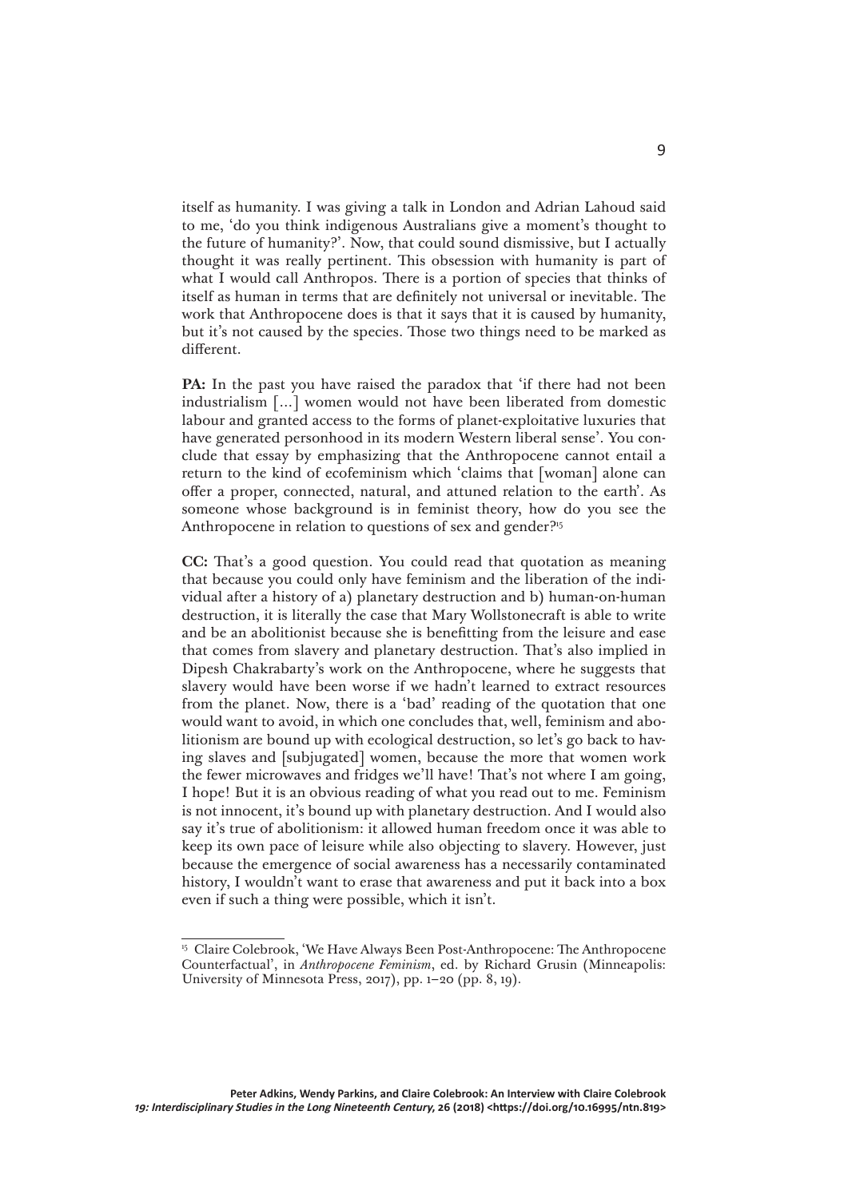itself as humanity. I was giving a talk in London and Adrian Lahoud said to me, 'do you think indigenous Australians give a moment's thought to the future of humanity?'. Now, that could sound dismissive, but I actually thought it was really pertinent. This obsession with humanity is part of what I would call Anthropos. There is a portion of species that thinks of itself as human in terms that are definitely not universal or inevitable. The work that Anthropocene does is that it says that it is caused by humanity, but it's not caused by the species. Those two things need to be marked as different.

**PA:** In the past you have raised the paradox that 'if there had not been industrialism [...] women would not have been liberated from domestic labour and granted access to the forms of planet-exploitative luxuries that have generated personhood in its modern Western liberal sense'. You conclude that essay by emphasizing that the Anthropocene cannot entail a return to the kind of ecofeminism which 'claims that [woman] alone can offer a proper, connected, natural, and attuned relation to the earth'. As someone whose background is in feminist theory, how do you see the Anthropocene in relation to questions of sex and gender?[15]

**CC:** That's a good question. You could read that quotation as meaning that because you could only have feminism and the liberation of the individual after a history of a) planetary destruction and b) human-on-human destruction, it is literally the case that Mary Wollstonecraft is able to write and be an abolitionist because she is benefitting from the leisure and ease that comes from slavery and planetary destruction. That's also implied in Dipesh Chakrabarty's work on the Anthropocene, where he suggests that slavery would have been worse if we hadn't learned to extract resources from the planet. Now, there is a 'bad' reading of the quotation that one would want to avoid, in which one concludes that, well, feminism and abolitionism are bound up with ecological destruction, so let's go back to having slaves and [subjugated] women, because the more that women work the fewer microwaves and fridges we'll have! That's not where I am going, I hope! But it is an obvious reading of what you read out to me. Feminism is not innocent, it's bound up with planetary destruction. And I would also say it's true of abolitionism: it allowed human freedom once it was able to keep its own pace of leisure while also objecting to slavery. However, just because the emergence of social awareness has a necessarily contaminated history, I wouldn't want to erase that awareness and put it back into a box even if such a thing were possible, which it isn't.

---

[15] Claire Colebrook, 'We Have Always Been Post-Anthropocene: The Anthropocene Counterfactual', in *Anthropocene Feminism*, ed. by Richard Grusin (Minneapolis: University of Minnesota Press, 2017), pp. 1–20 (pp. 8, 19).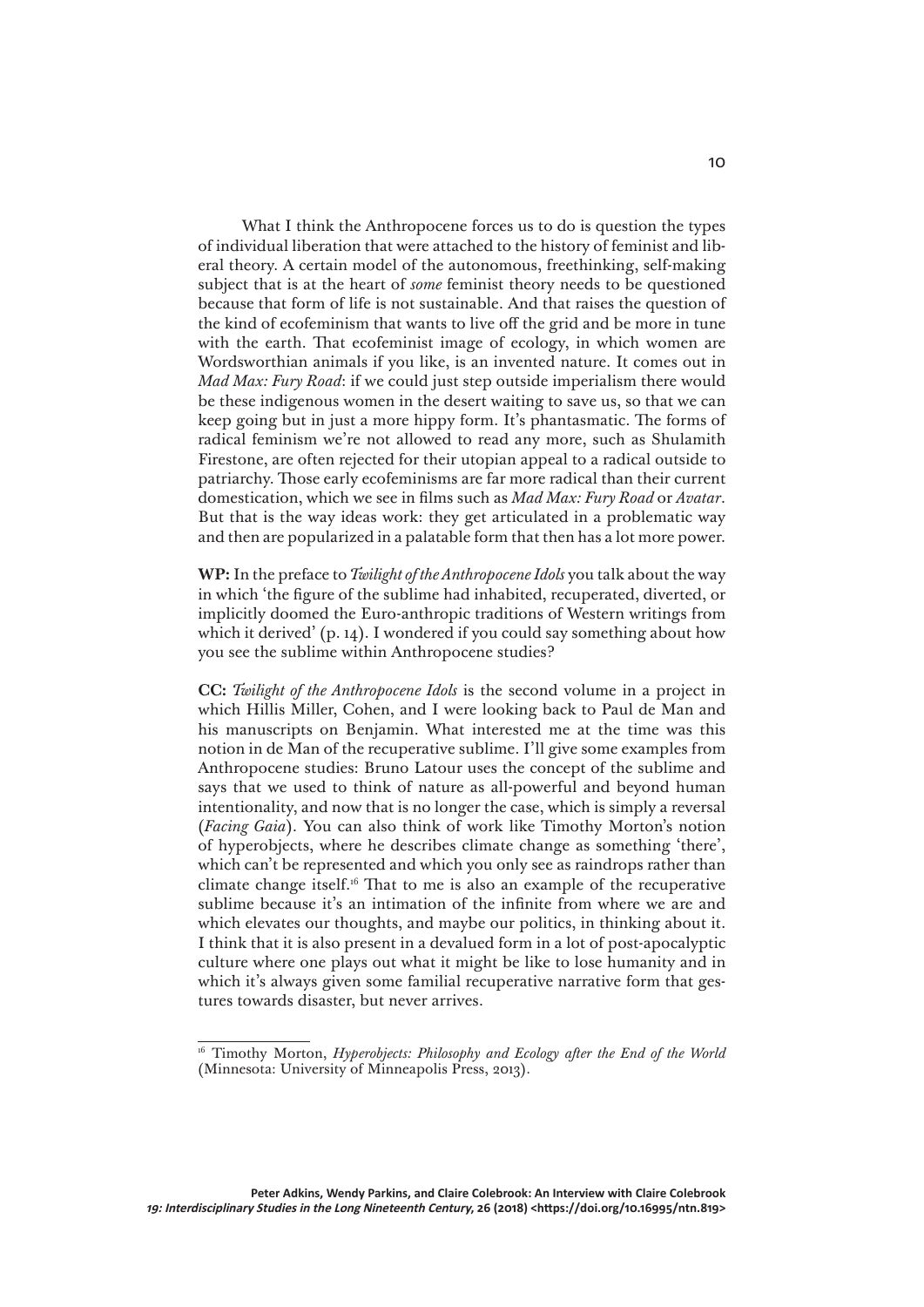What I think the Anthropocene forces us to do is question the types of individual liberation that were attached to the history of feminist and liberal theory. A certain model of the autonomous, freethinking, self-making subject that is at the heart of *some* feminist theory needs to be questioned because that form of life is not sustainable. And that raises the question of the kind of ecofeminism that wants to live off the grid and be more in tune with the earth. That ecofeminist image of ecology, in which women are Wordsworthian animals if you like, is an invented nature. It comes out in *Mad Max: Fury Road*: if we could just step outside imperialism there would be these indigenous women in the desert waiting to save us, so that we can keep going but in just a more hippy form. It's phantasmatic. The forms of radical feminism we're not allowed to read any more, such as Shulamith Firestone, are often rejected for their utopian appeal to a radical outside to patriarchy. Those early ecofeminisms are far more radical than their current domestication, which we see in films such as *Mad Max: Fury Road* or *Avatar*. But that is the way ideas work: they get articulated in a problematic way and then are popularized in a palatable form that then has a lot more power.

**WP:** In the preface to *Twilight of the Anthropocene Idols* you talk about the way in which 'the figure of the sublime had inhabited, recuperated, diverted, or implicitly doomed the Euro-anthropic traditions of Western writings from which it derived' (p. 14). I wondered if you could say something about how you see the sublime within Anthropocene studies?

**CC:** *Twilight of the Anthropocene Idols* is the second volume in a project in which Hillis Miller, Cohen, and I were looking back to Paul de Man and his manuscripts on Benjamin. What interested me at the time was this notion in de Man of the recuperative sublime. I'll give some examples from Anthropocene studies: Bruno Latour uses the concept of the sublime and says that we used to think of nature as all-powerful and beyond human intentionality, and now that is no longer the case, which is simply a reversal (*Facing Gaia*). You can also think of work like Timothy Morton's notion of hyperobjects, where he describes climate change as something 'there', which can't be represented and which you only see as raindrops rather than climate change itself.[16] That to me is also an example of the recuperative sublime because it's an intimation of the infinite from where we are and which elevates our thoughts, and maybe our politics, in thinking about it. I think that it is also present in a devalued form in a lot of post-apocalyptic culture where one plays out what it might be like to lose humanity and in which it's always given some familial recuperative narrative form that gestures towards disaster, but never arrives.

---

[16] Timothy Morton, *Hyperobjects: Philosophy and Ecology after the End of the World* (Minnesota: University of Minneapolis Press, 2013).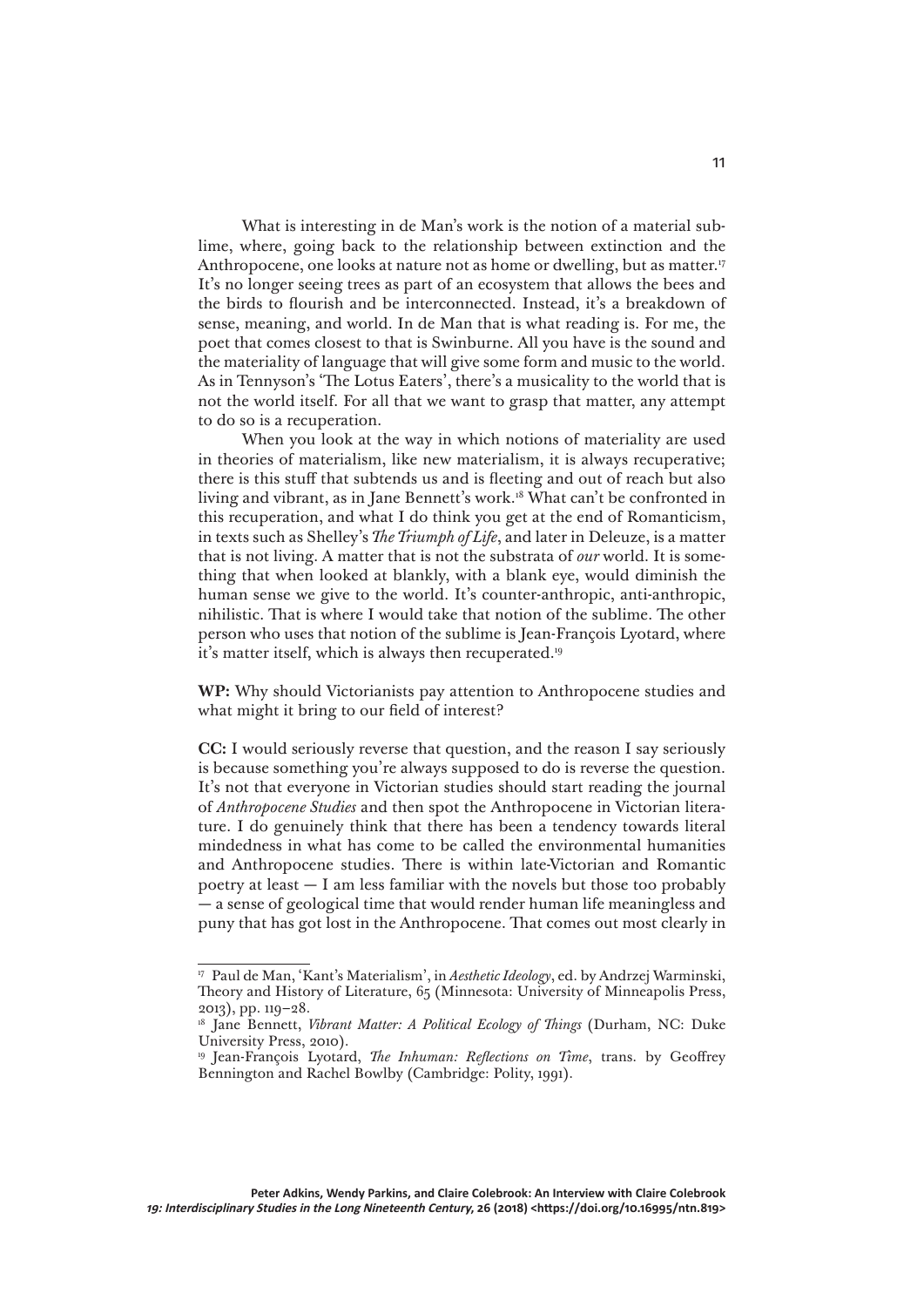What is interesting in de Man's work is the notion of a material sublime, where, going back to the relationship between extinction and the Anthropocene, one looks at nature not as home or dwelling, but as matter.[17] It's no longer seeing trees as part of an ecosystem that allows the bees and the birds to flourish and be interconnected. Instead, it's a breakdown of sense, meaning, and world. In de Man that is what reading is. For me, the poet that comes closest to that is Swinburne. All you have is the sound and the materiality of language that will give some form and music to the world. As in Tennyson's 'The Lotus Eaters', there's a musicality to the world that is not the world itself. For all that we want to grasp that matter, any attempt to do so is a recuperation.

When you look at the way in which notions of materiality are used in theories of materialism, like new materialism, it is always recuperative; there is this stuff that subtends us and is fleeting and out of reach but also living and vibrant, as in Jane Bennett's work.[18] What can't be confronted in this recuperation, and what I do think you get at the end of Romanticism, in texts such as Shelley's *The Triumph of Life*, and later in Deleuze, is a matter that is not living. A matter that is not the substrata of *our* world. It is something that when looked at blankly, with a blank eye, would diminish the human sense we give to the world. It's counter-anthropic, anti-anthropic, nihilistic. That is where I would take that notion of the sublime. The other person who uses that notion of the sublime is Jean-François Lyotard, where it's matter itself, which is always then recuperated.[19]

**WP:** Why should Victorianists pay attention to Anthropocene studies and what might it bring to our field of interest?

**CC:** I would seriously reverse that question, and the reason I say seriously is because something you're always supposed to do is reverse the question. It's not that everyone in Victorian studies should start reading the journal of *Anthropocene Studies* and then spot the Anthropocene in Victorian literature. I do genuinely think that there has been a tendency towards literal mindedness in what has come to be called the environmental humanities and Anthropocene studies. There is within late-Victorian and Romantic poetry at least — I am less familiar with the novels but those too probably — a sense of geological time that would render human life meaningless and puny that has got lost in the Anthropocene. That comes out most clearly in

---

[17] Paul de Man, 'Kant's Materialism', in *Aesthetic Ideology*, ed. by Andrzej Warminski, Theory and History of Literature, 65 (Minnesota: University of Minneapolis Press, 2013), pp. 119–28.

[18] Jane Bennett, *Vibrant Matter: A Political Ecology of Things* (Durham, NC: Duke University Press, 2010).

[19] Jean-François Lyotard, *The Inhuman: Reflections on Time*, trans. by Geoffrey Bennington and Rachel Bowlby (Cambridge: Polity, 1991).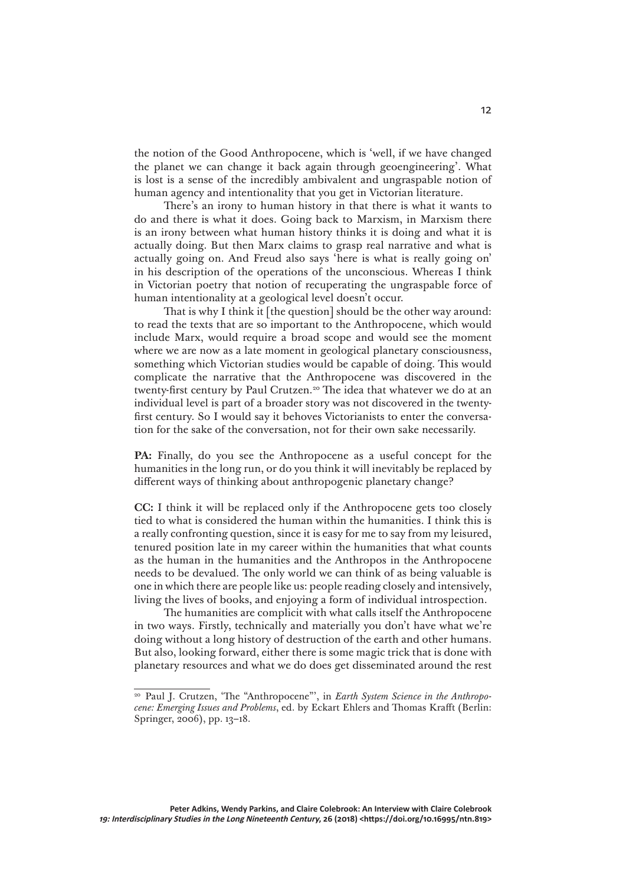the notion of the Good Anthropocene, which is 'well, if we have changed the planet we can change it back again through geoengineering'. What is lost is a sense of the incredibly ambivalent and ungraspable notion of human agency and intentionality that you get in Victorian literature.

There's an irony to human history in that there is what it wants to do and there is what it does. Going back to Marxism, in Marxism there is an irony between what human history thinks it is doing and what it is actually doing. But then Marx claims to grasp real narrative and what is actually going on. And Freud also says 'here is what is really going on' in his description of the operations of the unconscious. Whereas I think in Victorian poetry that notion of recuperating the ungraspable force of human intentionality at a geological level doesn't occur.

That is why I think it [the question] should be the other way around: to read the texts that are so important to the Anthropocene, which would include Marx, would require a broad scope and would see the moment where we are now as a late moment in geological planetary consciousness, something which Victorian studies would be capable of doing. This would complicate the narrative that the Anthropocene was discovered in the twenty-first century by Paul Crutzen.[20] The idea that whatever we do at an individual level is part of a broader story was not discovered in the twenty-first century. So I would say it behoves Victorianists to enter the conversation for the sake of the conversation, not for their own sake necessarily.

**PA:** Finally, do you see the Anthropocene as a useful concept for the humanities in the long run, or do you think it will inevitably be replaced by different ways of thinking about anthropogenic planetary change?

**CC:** I think it will be replaced only if the Anthropocene gets too closely tied to what is considered the human within the humanities. I think this is a really confronting question, since it is easy for me to say from my leisured, tenured position late in my career within the humanities that what counts as the human in the humanities and the Anthropos in the Anthropocene needs to be devalued. The only world we can think of as being valuable is one in which there are people like us: people reading closely and intensively, living the lives of books, and enjoying a form of individual introspection.

The humanities are complicit with what calls itself the Anthropocene in two ways. Firstly, technically and materially you don't have what we're doing without a long history of destruction of the earth and other humans. But also, looking forward, either there is some magic trick that is done with planetary resources and what we do does get disseminated around the rest

[20] Paul J. Crutzen, 'The "Anthropocene"', in *Earth System Science in the Anthropocene: Emerging Issues and Problems*, ed. by Eckart Ehlers and Thomas Krafft (Berlin: Springer, 2006), pp. 13–18.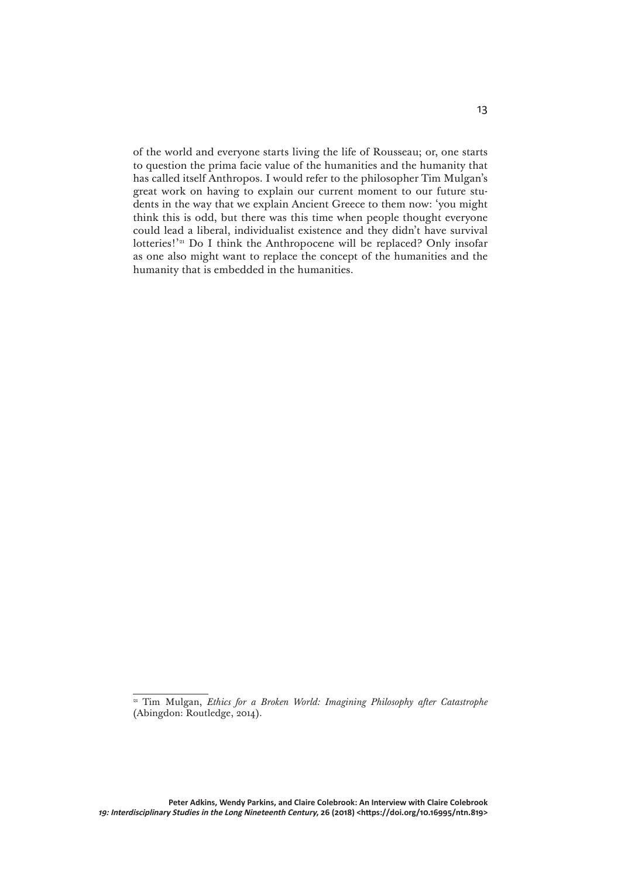of the world and everyone starts living the life of Rousseau; or, one starts to question the prima facie value of the humanities and the humanity that has called itself Anthropos. I would refer to the philosopher Tim Mulgan's great work on having to explain our current moment to our future students in the way that we explain Ancient Greece to them now: 'you might think this is odd, but there was this time when people thought everyone could lead a liberal, individualist existence and they didn't have survival lotteries!'[21] Do I think the Anthropocene will be replaced? Only insofar as one also might want to replace the concept of the humanities and the humanity that is embedded in the humanities.

[21] Tim Mulgan, *Ethics for a Broken World: Imagining Philosophy after Catastrophe* (Abingdon: Routledge, 2014).